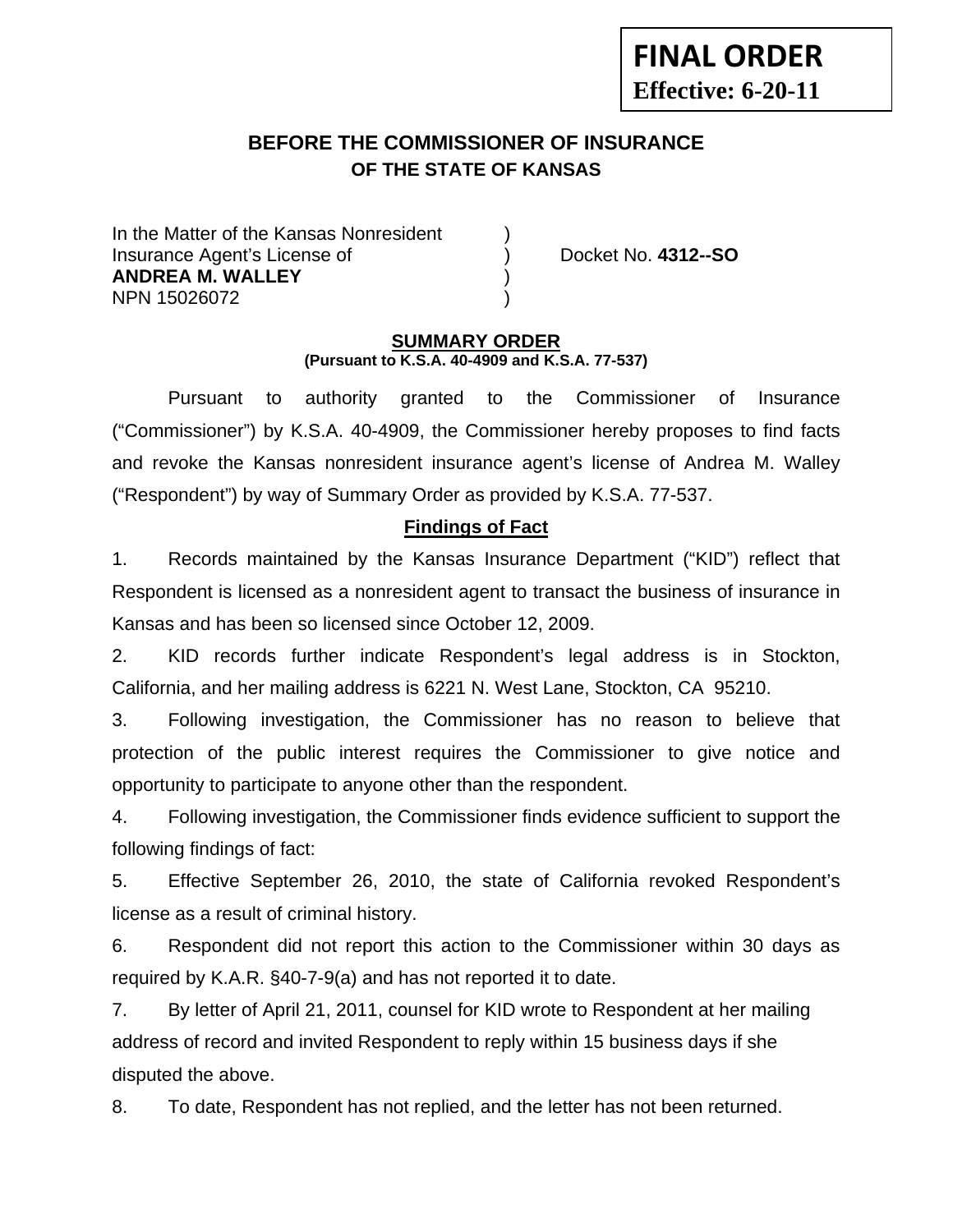**FINAL ORDER**
**Effective: 6-20-11**

## BEFORE THE COMMISSIONER OF INSURANCE
## OF THE STATE OF KANSAS

In the Matter of the Kansas Nonresident )
Insurance Agent's License of ) Docket No. **4312--SO**
**ANDREA M. WALLEY** )
NPN 15026072 )

**SUMMARY ORDER**
**(Pursuant to K.S.A. 40-4909 and K.S.A. 77-537)**

Pursuant to authority granted to the Commissioner of Insurance ("Commissioner") by K.S.A. 40-4909, the Commissioner hereby proposes to find facts and revoke the Kansas nonresident insurance agent's license of Andrea M. Walley ("Respondent") by way of Summary Order as provided by K.S.A. 77-537.

**Findings of Fact**

1. Records maintained by the Kansas Insurance Department ("KID") reflect that Respondent is licensed as a nonresident agent to transact the business of insurance in Kansas and has been so licensed since October 12, 2009.

2. KID records further indicate Respondent's legal address is in Stockton, California, and her mailing address is 6221 N. West Lane, Stockton, CA 95210.

3. Following investigation, the Commissioner has no reason to believe that protection of the public interest requires the Commissioner to give notice and opportunity to participate to anyone other than the respondent.

4. Following investigation, the Commissioner finds evidence sufficient to support the following findings of fact:

5. Effective September 26, 2010, the state of California revoked Respondent's license as a result of criminal history.

6. Respondent did not report this action to the Commissioner within 30 days as required by K.A.R. §40-7-9(a) and has not reported it to date.

7. By letter of April 21, 2011, counsel for KID wrote to Respondent at her mailing address of record and invited Respondent to reply within 15 business days if she disputed the above.

8. To date, Respondent has not replied, and the letter has not been returned.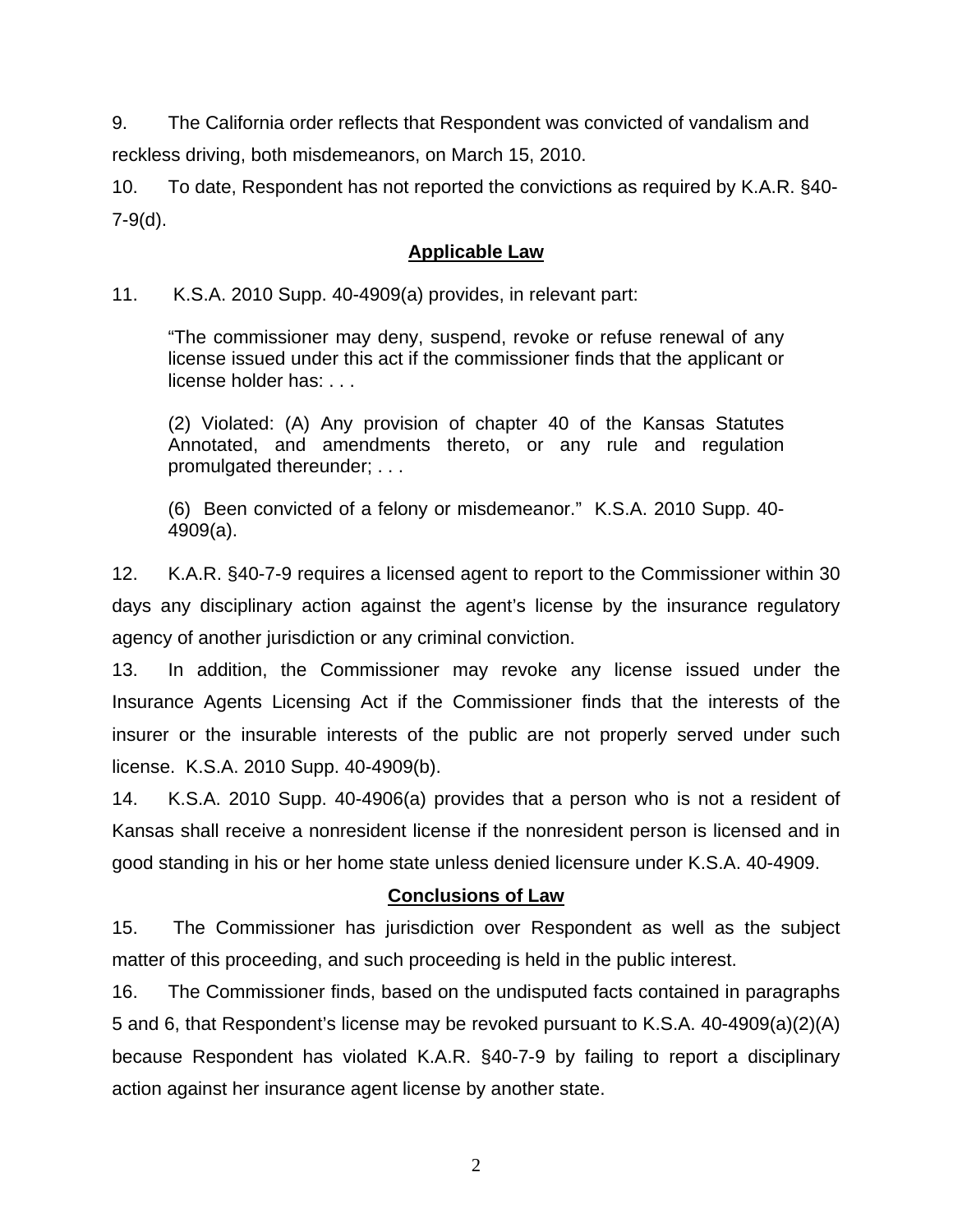9. The California order reflects that Respondent was convicted of vandalism and reckless driving, both misdemeanors, on March 15, 2010.

10. To date, Respondent has not reported the convictions as required by K.A.R. §40-7-9(d).

## Applicable Law

11. K.S.A. 2010 Supp. 40-4909(a) provides, in relevant part:

> "The commissioner may deny, suspend, revoke or refuse renewal of any license issued under this act if the commissioner finds that the applicant or license holder has: . . .
>
> (2) Violated: (A) Any provision of chapter 40 of the Kansas Statutes Annotated, and amendments thereto, or any rule and regulation promulgated thereunder; . . .
>
> (6) Been convicted of a felony or misdemeanor." K.S.A. 2010 Supp. 40-4909(a).

12. K.A.R. §40-7-9 requires a licensed agent to report to the Commissioner within 30 days any disciplinary action against the agent's license by the insurance regulatory agency of another jurisdiction or any criminal conviction.

13. In addition, the Commissioner may revoke any license issued under the Insurance Agents Licensing Act if the Commissioner finds that the interests of the insurer or the insurable interests of the public are not properly served under such license. K.S.A. 2010 Supp. 40-4909(b).

14. K.S.A. 2010 Supp. 40-4906(a) provides that a person who is not a resident of Kansas shall receive a nonresident license if the nonresident person is licensed and in good standing in his or her home state unless denied licensure under K.S.A. 40-4909.

## Conclusions of Law

15. The Commissioner has jurisdiction over Respondent as well as the subject matter of this proceeding, and such proceeding is held in the public interest.

16. The Commissioner finds, based on the undisputed facts contained in paragraphs 5 and 6, that Respondent's license may be revoked pursuant to K.S.A. 40-4909(a)(2)(A) because Respondent has violated K.A.R. §40-7-9 by failing to report a disciplinary action against her insurance agent license by another state.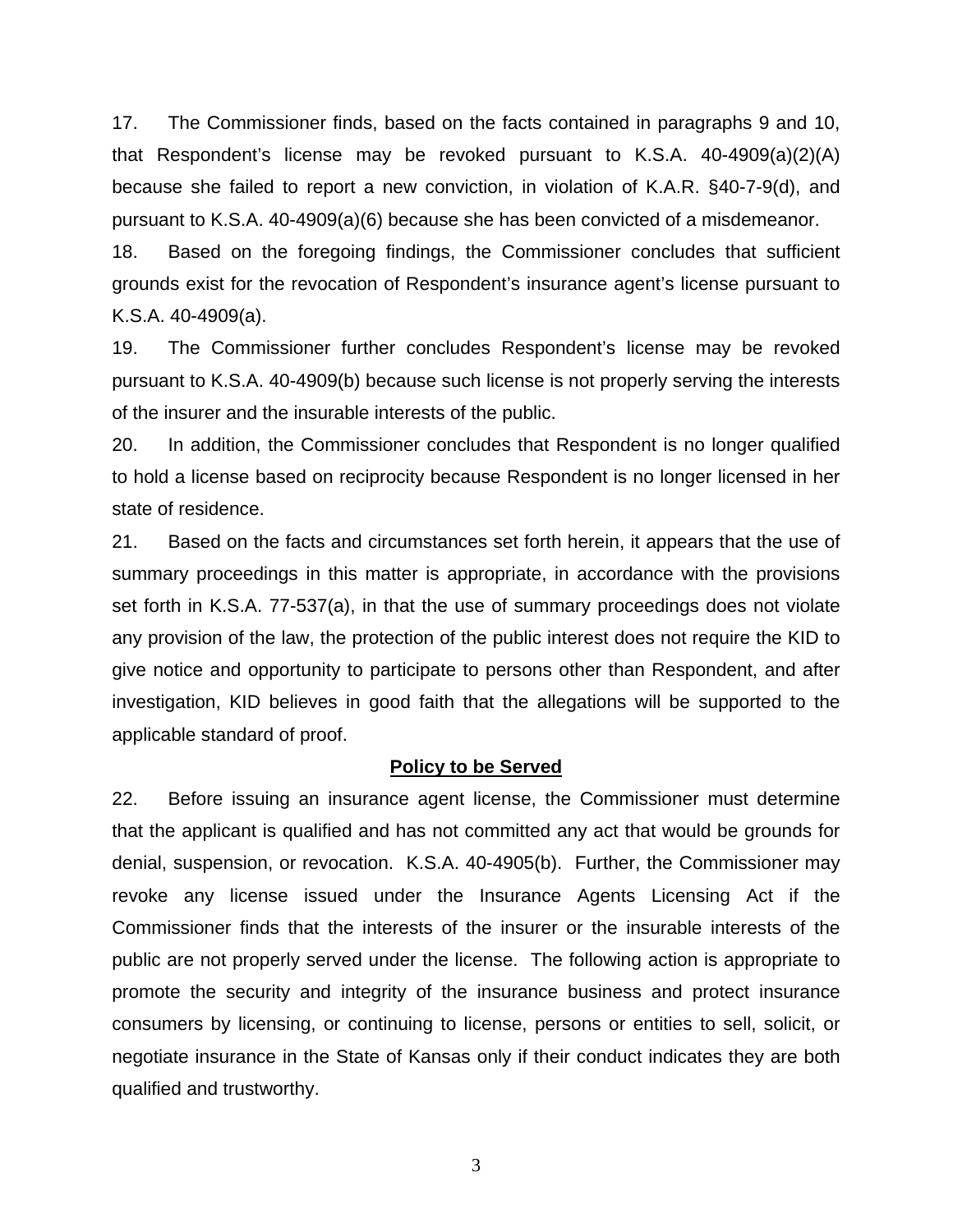17. The Commissioner finds, based on the facts contained in paragraphs 9 and 10, that Respondent's license may be revoked pursuant to K.S.A. 40-4909(a)(2)(A) because she failed to report a new conviction, in violation of K.A.R. §40-7-9(d), and pursuant to K.S.A. 40-4909(a)(6) because she has been convicted of a misdemeanor.

18. Based on the foregoing findings, the Commissioner concludes that sufficient grounds exist for the revocation of Respondent's insurance agent's license pursuant to K.S.A. 40-4909(a).

19. The Commissioner further concludes Respondent's license may be revoked pursuant to K.S.A. 40-4909(b) because such license is not properly serving the interests of the insurer and the insurable interests of the public.

20. In addition, the Commissioner concludes that Respondent is no longer qualified to hold a license based on reciprocity because Respondent is no longer licensed in her state of residence.

21. Based on the facts and circumstances set forth herein, it appears that the use of summary proceedings in this matter is appropriate, in accordance with the provisions set forth in K.S.A. 77-537(a), in that the use of summary proceedings does not violate any provision of the law, the protection of the public interest does not require the KID to give notice and opportunity to participate to persons other than Respondent, and after investigation, KID believes in good faith that the allegations will be supported to the applicable standard of proof.

**Policy to be Served**

22. Before issuing an insurance agent license, the Commissioner must determine that the applicant is qualified and has not committed any act that would be grounds for denial, suspension, or revocation. K.S.A. 40-4905(b). Further, the Commissioner may revoke any license issued under the Insurance Agents Licensing Act if the Commissioner finds that the interests of the insurer or the insurable interests of the public are not properly served under the license. The following action is appropriate to promote the security and integrity of the insurance business and protect insurance consumers by licensing, or continuing to license, persons or entities to sell, solicit, or negotiate insurance in the State of Kansas only if their conduct indicates they are both qualified and trustworthy.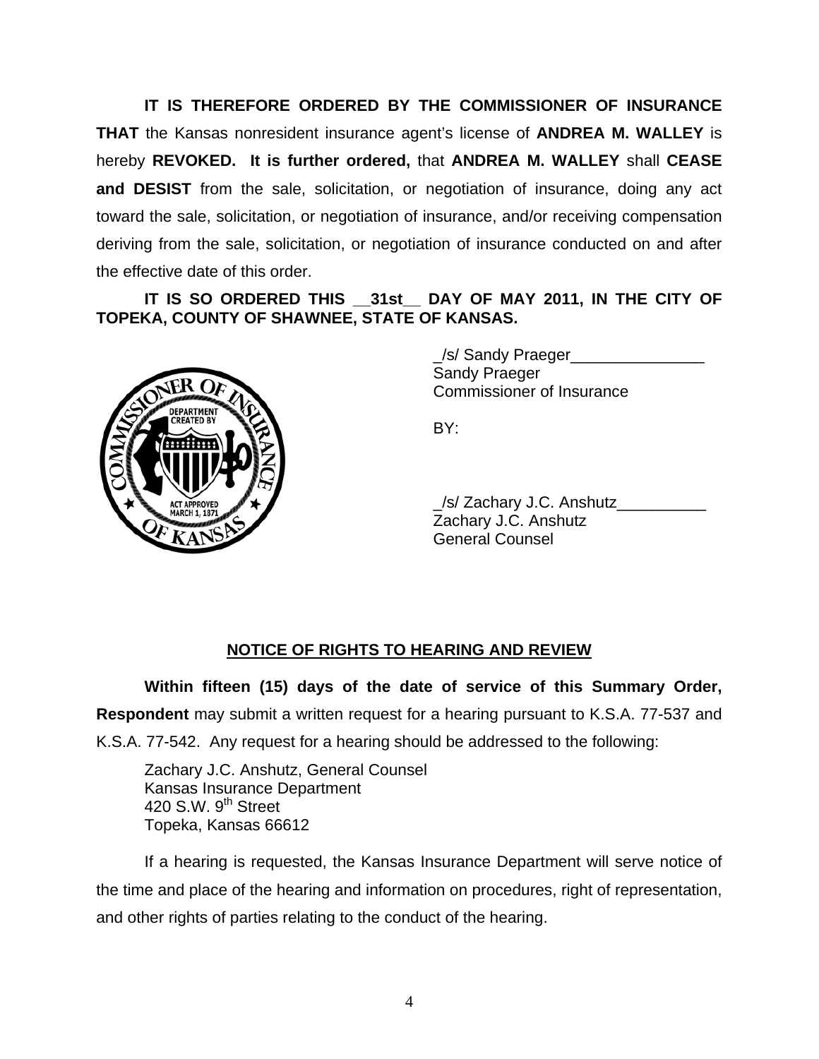**IT IS THEREFORE ORDERED BY THE COMMISSIONER OF INSURANCE THAT** the Kansas nonresident insurance agent's license of **ANDREA M. WALLEY** is hereby **REVOKED. It is further ordered,** that **ANDREA M. WALLEY** shall **CEASE and DESIST** from the sale, solicitation, or negotiation of insurance, doing any act toward the sale, solicitation, or negotiation of insurance, and/or receiving compensation deriving from the sale, solicitation, or negotiation of insurance conducted on and after the effective date of this order.

**IT IS SO ORDERED THIS __31st__ DAY OF MAY 2011, IN THE CITY OF TOPEKA, COUNTY OF SHAWNEE, STATE OF KANSAS.**

_/s/ Sandy Praeger_______________
Sandy Praeger
Commissioner of Insurance

BY:

_/s/ Zachary J.C. Anshutz__________
Zachary J.C. Anshutz
General Counsel

## NOTICE OF RIGHTS TO HEARING AND REVIEW

**Within fifteen (15) days of the date of service of this Summary Order, Respondent** may submit a written request for a hearing pursuant to K.S.A. 77-537 and K.S.A. 77-542. Any request for a hearing should be addressed to the following:

Zachary J.C. Anshutz, General Counsel
Kansas Insurance Department
420 S.W. 9th Street
Topeka, Kansas 66612

If a hearing is requested, the Kansas Insurance Department will serve notice of the time and place of the hearing and information on procedures, right of representation, and other rights of parties relating to the conduct of the hearing.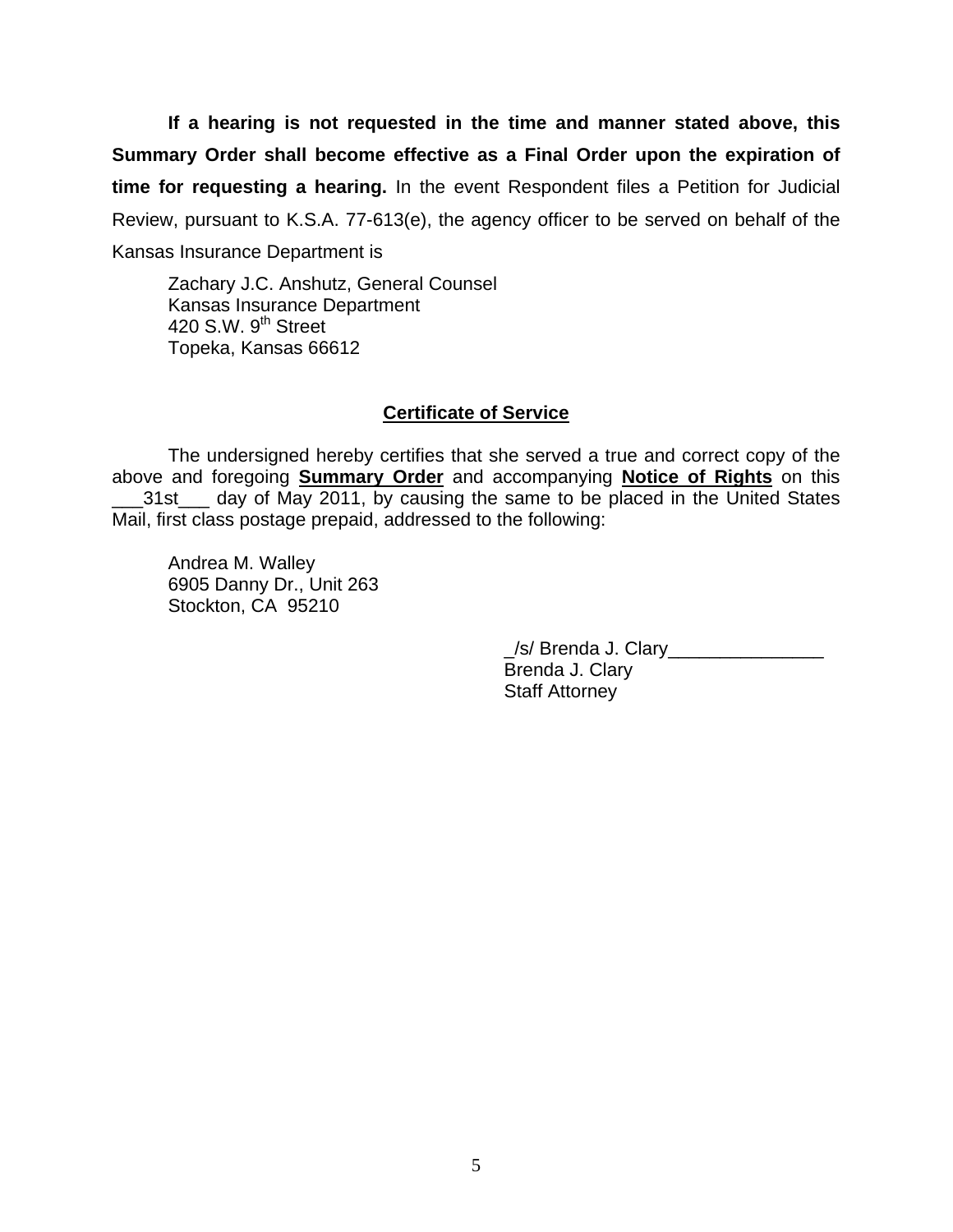**If a hearing is not requested in the time and manner stated above, this Summary Order shall become effective as a Final Order upon the expiration of time for requesting a hearing.** In the event Respondent files a Petition for Judicial Review, pursuant to K.S.A. 77-613(e), the agency officer to be served on behalf of the Kansas Insurance Department is

Zachary J.C. Anshutz, General Counsel
Kansas Insurance Department
420 S.W. 9th Street
Topeka, Kansas 66612

## Certificate of Service

The undersigned hereby certifies that she served a true and correct copy of the above and foregoing **Summary Order** and accompanying **Notice of Rights** on this ___31st___ day of May 2011, by causing the same to be placed in the United States Mail, first class postage prepaid, addressed to the following:

Andrea M. Walley
6905 Danny Dr., Unit 263
Stockton, CA 95210

_/s/ Brenda J. Clary_______________
Brenda J. Clary
Staff Attorney